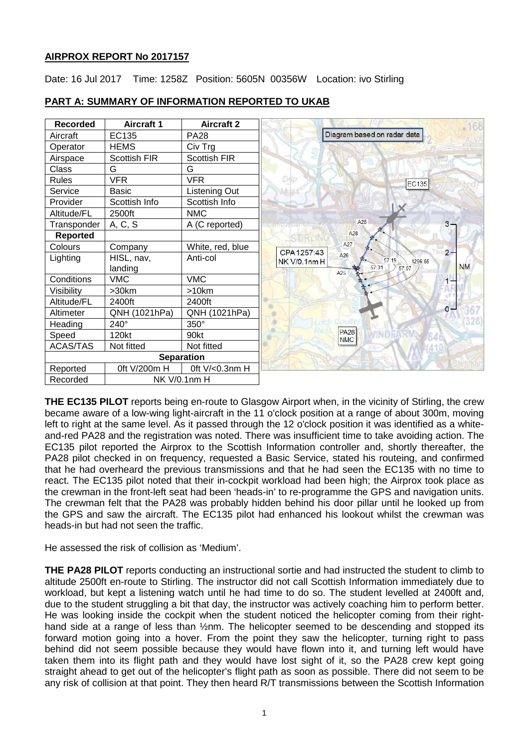## AIRPROX REPORT No 2017157

Date: 16 Jul 2017 Time: 1258Z Position: 5605N 00356W Location: ivo Stirling

## PART A: SUMMARY OF INFORMATION REPORTED TO UKAB

| Recorded | Aircraft 1 | Aircraft 2 |
|---|---|---|
| Aircraft | EC135 | PA28 |
| Operator | HEMS | Civ Trg |
| Airspace | Scottish FIR | Scottish FIR |
| Class | G | G |
| Rules | VFR | VFR |
| Service | Basic | Listening Out |
| Provider | Scottish Info | Scottish Info |
| Altitude/FL | 2500ft | NMC |
| Transponder | A, C, S | A (C reported) |
| **Reported** | | |
| Colours | Company | White, red, blue |
| Lighting | HISL, nav, landing | Anti-col |
| Conditions | VMC | VMC |
| Visibility | >30km | >10km |
| Altitude/FL | 2400ft | 2400ft |
| Altimeter | QNH (1021hPa) | QNH (1021hPa) |
| Heading | 240° | 350° |
| Speed | 120kt | 90kt |
| ACAS/TAS | Not fitted | Not fitted |
| **Separation** | | |
| Reported | 0ft V/200m H | 0ft V/<0.3nm H |
| Recorded | NK V/0.1nm H | |

Diagram based on radar data

CPA 1257:43 NK V/0.1nm H

**THE EC135 PILOT** reports being en-route to Glasgow Airport when, in the vicinity of Stirling, the crew became aware of a low-wing light-aircraft in the 11 o'clock position at a range of about 300m, moving left to right at the same level. As it passed through the 12 o'clock position it was identified as a white-and-red PA28 and the registration was noted. There was insufficient time to take avoiding action. The EC135 pilot reported the Airprox to the Scottish Information controller and, shortly thereafter, the PA28 pilot checked in on frequency, requested a Basic Service, stated his routeing, and confirmed that he had overheard the previous transmissions and that he had seen the EC135 with no time to react. The EC135 pilot noted that their in-cockpit workload had been high; the Airprox took place as the crewman in the front-left seat had been 'heads-in' to re-programme the GPS and navigation units. The crewman felt that the PA28 was probably hidden behind his door pillar until he looked up from the GPS and saw the aircraft. The EC135 pilot had enhanced his lookout whilst the crewman was heads-in but had not seen the traffic.

He assessed the risk of collision as 'Medium'.

**THE PA28 PILOT** reports conducting an instructional sortie and had instructed the student to climb to altitude 2500ft en-route to Stirling. The instructor did not call Scottish Information immediately due to workload, but kept a listening watch until he had time to do so. The student levelled at 2400ft and, due to the student struggling a bit that day, the instructor was actively coaching him to perform better. He was looking inside the cockpit when the student noticed the helicopter coming from their right-hand side at a range of less than ½nm. The helicopter seemed to be descending and stopped its forward motion going into a hover. From the point they saw the helicopter, turning right to pass behind did not seem possible because they would have flown into it, and turning left would have taken them into its flight path and they would have lost sight of it, so the PA28 crew kept going straight ahead to get out of the helicopter's flight path as soon as possible. There did not seem to be any risk of collision at that point. They then heard R/T transmissions between the Scottish Information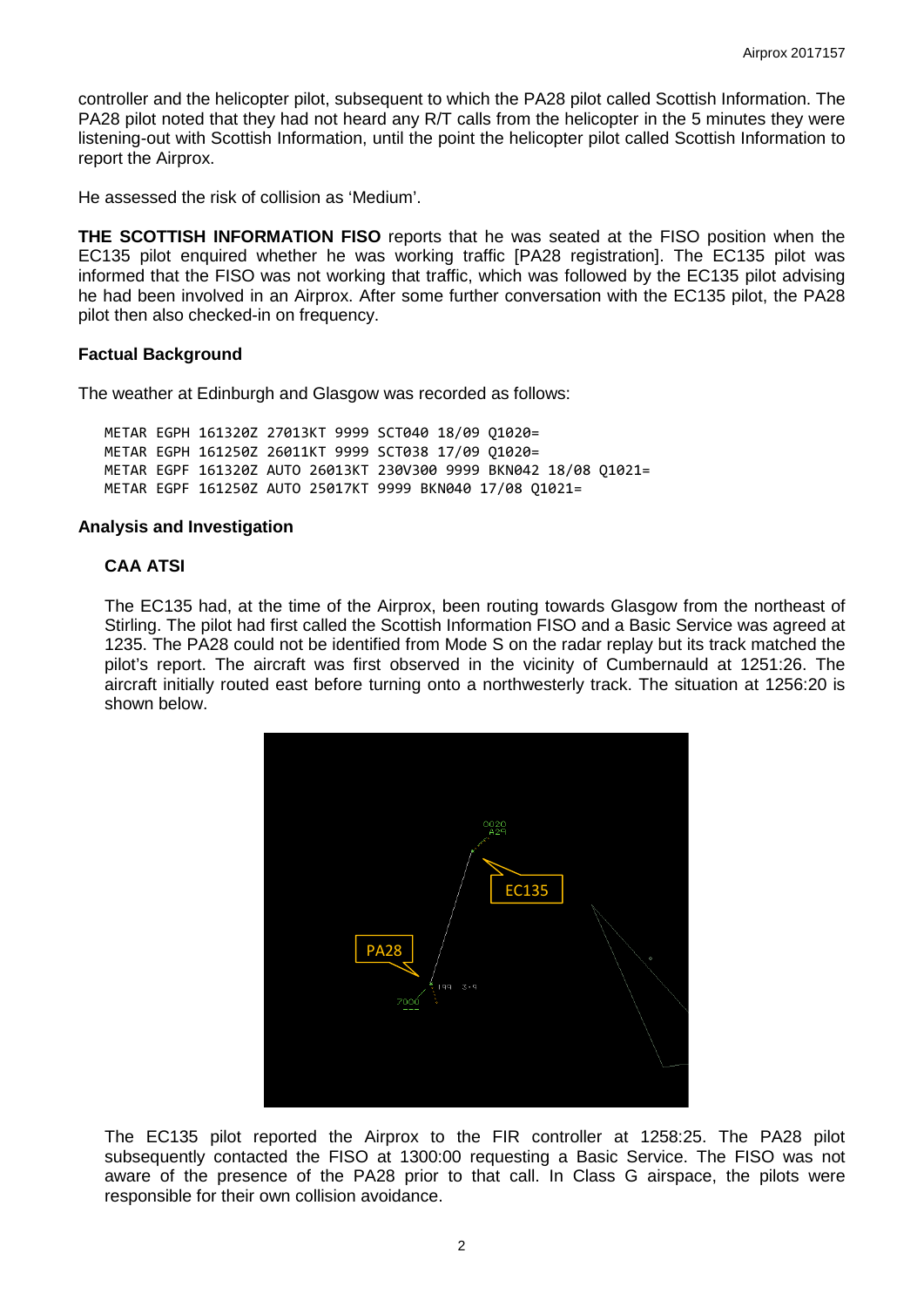controller and the helicopter pilot, subsequent to which the PA28 pilot called Scottish Information. The PA28 pilot noted that they had not heard any R/T calls from the helicopter in the 5 minutes they were listening-out with Scottish Information, until the point the helicopter pilot called Scottish Information to report the Airprox.

He assessed the risk of collision as 'Medium'.

**THE SCOTTISH INFORMATION FISO** reports that he was seated at the FISO position when the EC135 pilot enquired whether he was working traffic [PA28 registration]. The EC135 pilot was informed that the FISO was not working that traffic, which was followed by the EC135 pilot advising he had been involved in an Airprox. After some further conversation with the EC135 pilot, the PA28 pilot then also checked-in on frequency.

### Factual Background

The weather at Edinburgh and Glasgow was recorded as follows:

```
METAR EGPH 161320Z 27013KT 9999 SCT040 18/09 Q1020=
METAR EGPH 161250Z 26011KT 9999 SCT038 17/09 Q1020=
METAR EGPF 161320Z AUTO 26013KT 230V300 9999 BKN042 18/08 Q1021=
METAR EGPF 161250Z AUTO 25017KT 9999 BKN040 17/08 Q1021=
```

### Analysis and Investigation

#### CAA ATSI

The EC135 had, at the time of the Airprox, been routing towards Glasgow from the northeast of Stirling. The pilot had first called the Scottish Information FISO and a Basic Service was agreed at 1235. The PA28 could not be identified from Mode S on the radar replay but its track matched the pilot's report. The aircraft was first observed in the vicinity of Cumbernauld at 1251:26. The aircraft initially routed east before turning onto a northwesterly track. The situation at 1256:20 is shown below.

The EC135 pilot reported the Airprox to the FIR controller at 1258:25. The PA28 pilot subsequently contacted the FISO at 1300:00 requesting a Basic Service. The FISO was not aware of the presence of the PA28 prior to that call. In Class G airspace, the pilots were responsible for their own collision avoidance.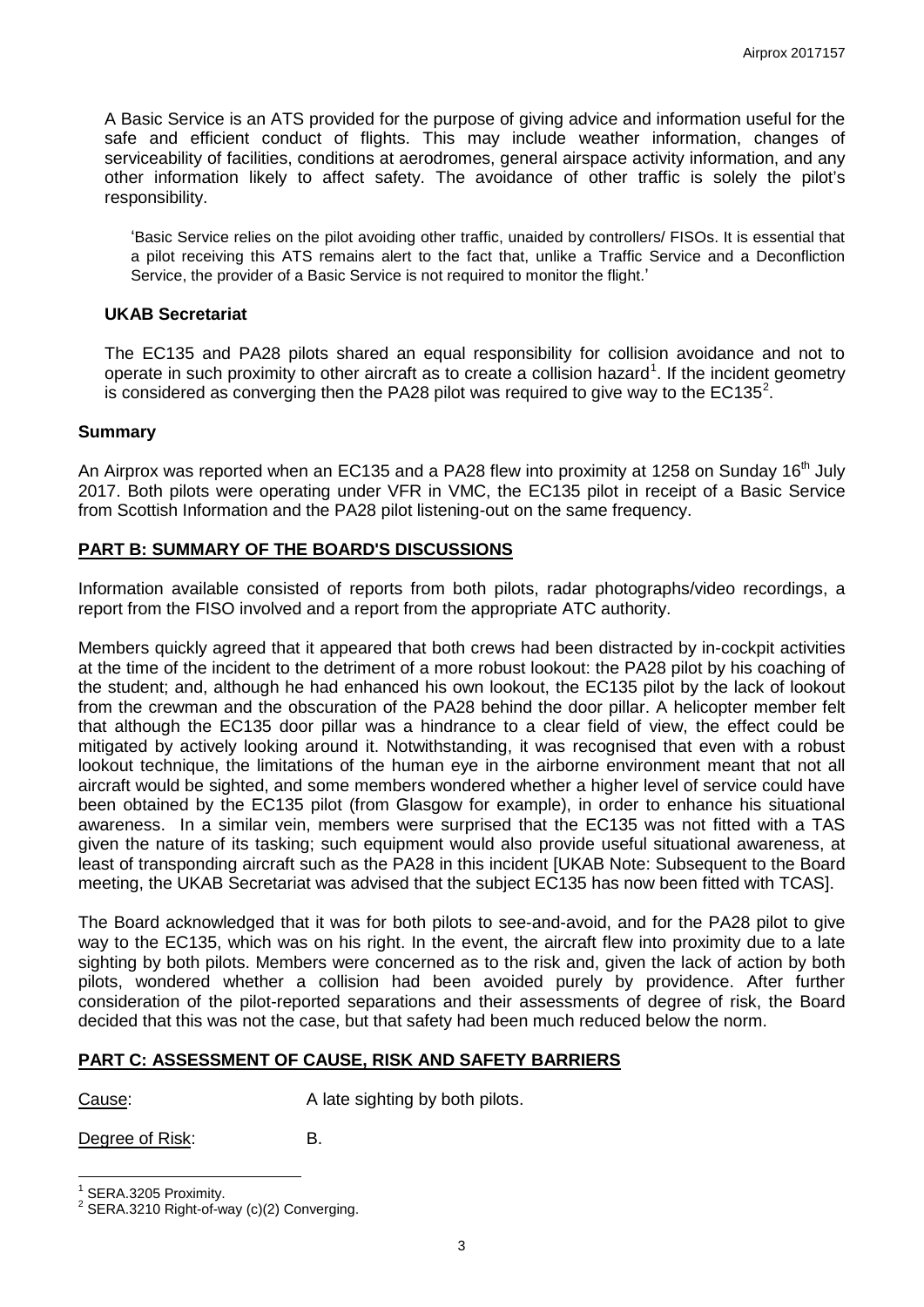A Basic Service is an ATS provided for the purpose of giving advice and information useful for the safe and efficient conduct of flights. This may include weather information, changes of serviceability of facilities, conditions at aerodromes, general airspace activity information, and any other information likely to affect safety. The avoidance of other traffic is solely the pilot's responsibility.

> 'Basic Service relies on the pilot avoiding other traffic, unaided by controllers/ FISOs. It is essential that a pilot receiving this ATS remains alert to the fact that, unlike a Traffic Service and a Deconfliction Service, the provider of a Basic Service is not required to monitor the flight.'

### UKAB Secretariat

The EC135 and PA28 pilots shared an equal responsibility for collision avoidance and not to operate in such proximity to other aircraft as to create a collision hazard[1]. If the incident geometry is considered as converging then the PA28 pilot was required to give way to the EC135[2].

### Summary

An Airprox was reported when an EC135 and a PA28 flew into proximity at 1258 on Sunday 16th July 2017. Both pilots were operating under VFR in VMC, the EC135 pilot in receipt of a Basic Service from Scottish Information and the PA28 pilot listening-out on the same frequency.

## PART B: SUMMARY OF THE BOARD'S DISCUSSIONS

Information available consisted of reports from both pilots, radar photographs/video recordings, a report from the FISO involved and a report from the appropriate ATC authority.

Members quickly agreed that it appeared that both crews had been distracted by in-cockpit activities at the time of the incident to the detriment of a more robust lookout: the PA28 pilot by his coaching of the student; and, although he had enhanced his own lookout, the EC135 pilot by the lack of lookout from the crewman and the obscuration of the PA28 behind the door pillar. A helicopter member felt that although the EC135 door pillar was a hindrance to a clear field of view, the effect could be mitigated by actively looking around it. Notwithstanding, it was recognised that even with a robust lookout technique, the limitations of the human eye in the airborne environment meant that not all aircraft would be sighted, and some members wondered whether a higher level of service could have been obtained by the EC135 pilot (from Glasgow for example), in order to enhance his situational awareness. In a similar vein, members were surprised that the EC135 was not fitted with a TAS given the nature of its tasking; such equipment would also provide useful situational awareness, at least of transponding aircraft such as the PA28 in this incident [UKAB Note: Subsequent to the Board meeting, the UKAB Secretariat was advised that the subject EC135 has now been fitted with TCAS].

The Board acknowledged that it was for both pilots to see-and-avoid, and for the PA28 pilot to give way to the EC135, which was on his right. In the event, the aircraft flew into proximity due to a late sighting by both pilots. Members were concerned as to the risk and, given the lack of action by both pilots, wondered whether a collision had been avoided purely by providence. After further consideration of the pilot-reported separations and their assessments of degree of risk, the Board decided that this was not the case, but that safety had been much reduced below the norm.

## PART C: ASSESSMENT OF CAUSE, RISK AND SAFETY BARRIERS

Cause: A late sighting by both pilots.

Degree of Risk: B.

---

[1] SERA.3205 Proximity.

[2] SERA.3210 Right-of-way (c)(2) Converging.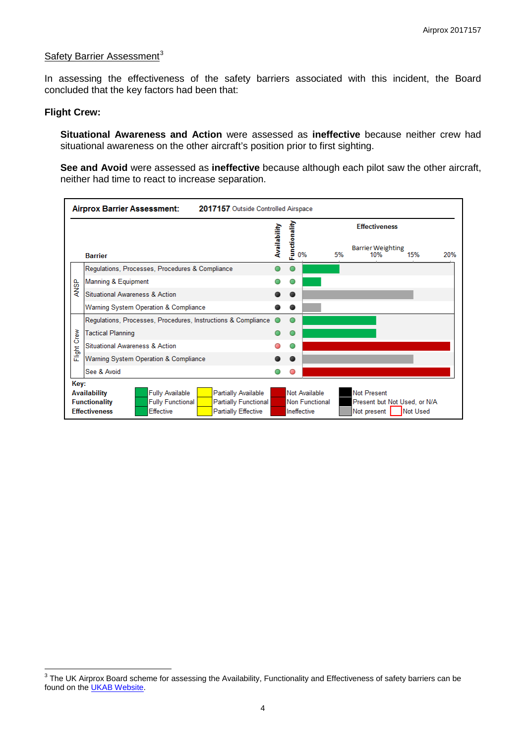Safety Barrier Assessment[3]

In assessing the effectiveness of the safety barriers associated with this incident, the Board concluded that the key factors had been that:

**Flight Crew:**

**Situational Awareness and Action** were assessed as **ineffective** because neither crew had situational awareness on the other aircraft's position prior to first sighting.

**See and Avoid** were assessed as **ineffective** because although each pilot saw the other aircraft, neither had time to react to increase separation.

**Airprox Barrier Assessment:** **2017157** Outside Controlled Airspace

Barrier

Availability

Functionality

Effectiveness

Barrier Weighting

0% 5% 10% 15% 20%

ANSP

Regulations, Processes, Procedures & Compliance

Manning & Equipment

Situational Awareness & Action

Warning System Operation & Compliance

Flight Crew

Regulations, Processes, Procedures, Instructions & Compliance

Tactical Planning

Situational Awareness & Action

Warning System Operation & Compliance

See & Avoid

Key:

**Availability** Fully Available / Partially Available / Not Available / Not Present

**Functionality** Fully Functional / Partially Functional / Non Functional / Present but Not Used, or N/A

**Effectiveness** Effective / Partially Effective / Ineffective / Not present / Not Used

---

[3] The UK Airprox Board scheme for assessing the Availability, Functionality and Effectiveness of safety barriers can be found on the UKAB Website.